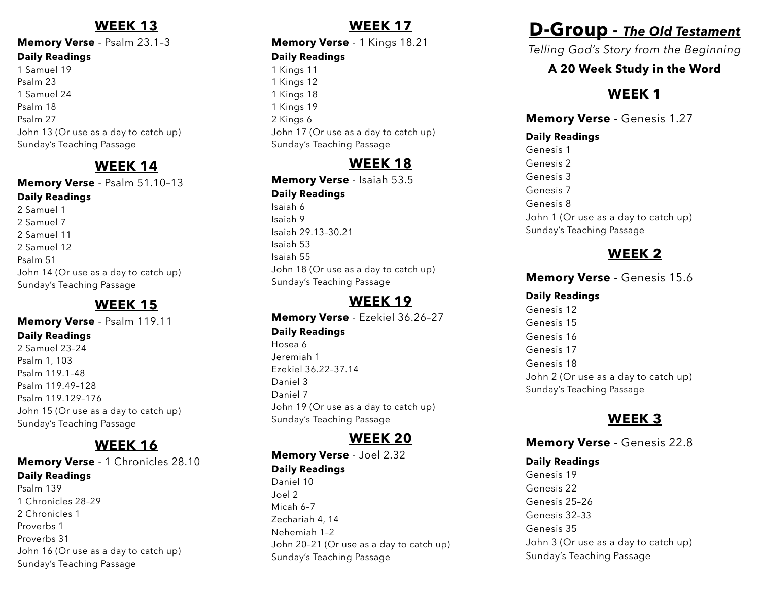## WEEK 13

**Memory Verse** - Psalm 23.1–3

**Daily Readings**

1 Samuel 19
Psalm 23
1 Samuel 24
Psalm 18
Psalm 27
John 13 (Or use as a day to catch up)
Sunday's Teaching Passage

## WEEK 14

**Memory Verse** - Psalm 51.10–13

**Daily Readings**

2 Samuel 1
2 Samuel 7
2 Samuel 11
2 Samuel 12
Psalm 51
John 14 (Or use as a day to catch up)
Sunday's Teaching Passage

## WEEK 15

**Memory Verse** - Psalm 119.11

**Daily Readings**

2 Samuel 23–24
Psalm 1, 103
Psalm 119.1–48
Psalm 119.49–128
Psalm 119.129–176
John 15 (Or use as a day to catch up)
Sunday's Teaching Passage

## WEEK 16

**Memory Verse** - 1 Chronicles 28.10

**Daily Readings**

Psalm 139
1 Chronicles 28–29
2 Chronicles 1
Proverbs 1
Proverbs 31
John 16 (Or use as a day to catch up)
Sunday's Teaching Passage

## WEEK 17

**Memory Verse** - 1 Kings 18.21

**Daily Readings**

1 Kings 11
1 Kings 12
1 Kings 18
1 Kings 19
2 Kings 6
John 17 (Or use as a day to catch up)
Sunday's Teaching Passage

## WEEK 18

**Memory Verse** - Isaiah 53.5

**Daily Readings**

Isaiah 6
Isaiah 9
Isaiah 29.13–30.21
Isaiah 53
Isaiah 55
John 18 (Or use as a day to catch up)
Sunday's Teaching Passage

## WEEK 19

**Memory Verse** - Ezekiel 36.26–27

**Daily Readings**

Hosea 6
Jeremiah 1
Ezekiel 36.22–37.14
Daniel 3
Daniel 7
John 19 (Or use as a day to catch up)
Sunday's Teaching Passage

## WEEK 20

**Memory Verse** - Joel 2.32

**Daily Readings**

Daniel 10
Joel 2
Micah 6–7
Zechariah 4, 14
Nehemiah 1–2
John 20–21 (Or use as a day to catch up)
Sunday's Teaching Passage

# D-Group - *The Old Testament*

*Telling God's Story from the Beginning*

**A 20 Week Study in the Word**

## WEEK 1

**Memory Verse** - Genesis 1.27

**Daily Readings**

Genesis 1
Genesis 2
Genesis 3
Genesis 7
Genesis 8
John 1 (Or use as a day to catch up)
Sunday's Teaching Passage

## WEEK 2

**Memory Verse** - Genesis 15.6

**Daily Readings**

Genesis 12
Genesis 15
Genesis 16
Genesis 17
Genesis 18
John 2 (Or use as a day to catch up)
Sunday's Teaching Passage

## WEEK 3

**Memory Verse** - Genesis 22.8

**Daily Readings**

Genesis 19
Genesis 22
Genesis 25–26
Genesis 32–33
Genesis 35
John 3 (Or use as a day to catch up)
Sunday's Teaching Passage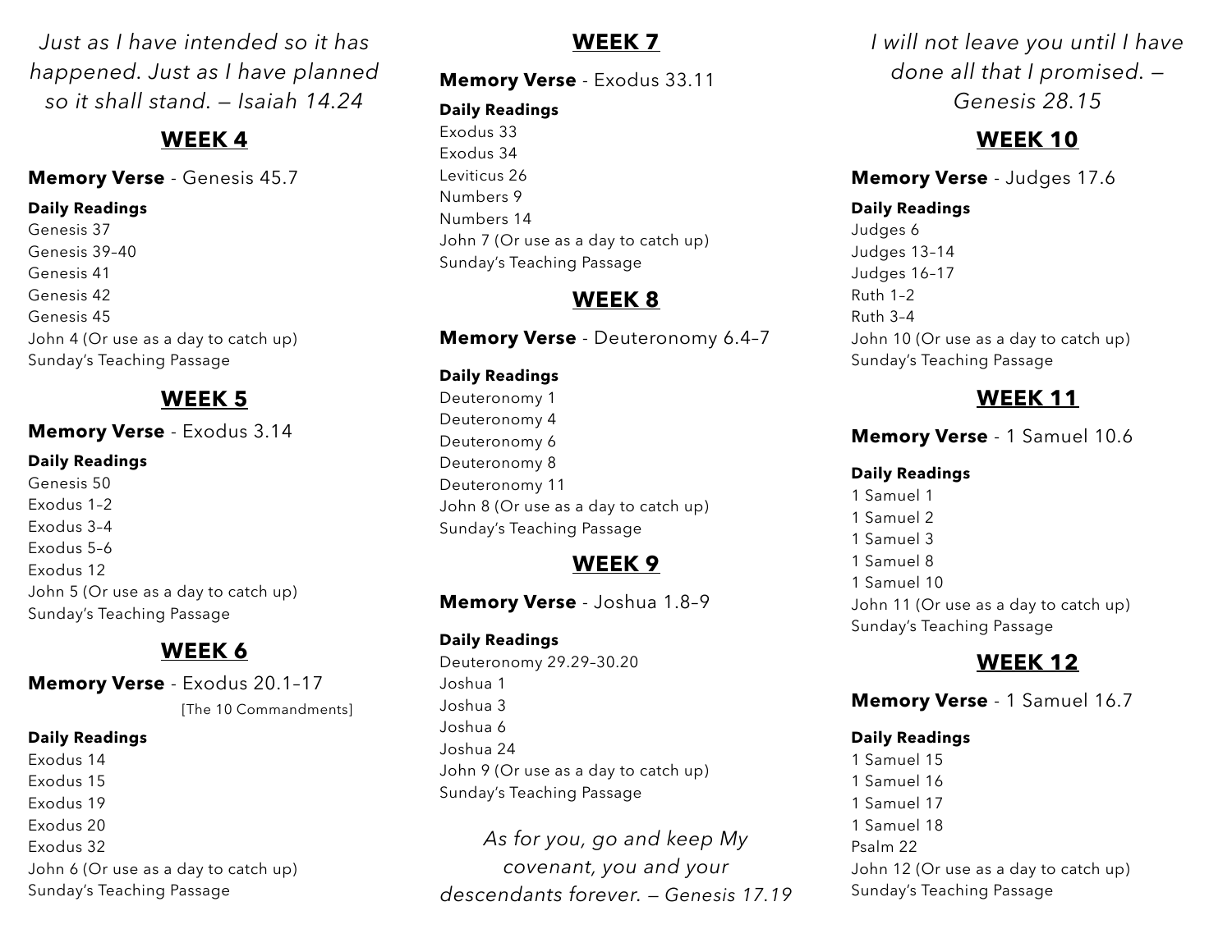*Just as I have intended so it has happened. Just as I have planned so it shall stand. — Isaiah 14.24*

## WEEK 4

**Memory Verse** - Genesis 45.7

**Daily Readings**

Genesis 37
Genesis 39–40
Genesis 41
Genesis 42
Genesis 45
John 4 (Or use as a day to catch up)
Sunday's Teaching Passage

## WEEK 5

**Memory Verse** - Exodus 3.14

**Daily Readings**

Genesis 50
Exodus 1–2
Exodus 3–4
Exodus 5–6
Exodus 12
John 5 (Or use as a day to catch up)
Sunday's Teaching Passage

## WEEK 6

**Memory Verse** - Exodus 20.1–17
[The 10 Commandments]

**Daily Readings**

Exodus 14
Exodus 15
Exodus 19
Exodus 20
Exodus 32
John 6 (Or use as a day to catch up)
Sunday's Teaching Passage

## WEEK 7

**Memory Verse** - Exodus 33.11

**Daily Readings**

Exodus 33
Exodus 34
Leviticus 26
Numbers 9
Numbers 14
John 7 (Or use as a day to catch up)
Sunday's Teaching Passage

## WEEK 8

**Memory Verse** - Deuteronomy 6.4–7

**Daily Readings**

Deuteronomy 1
Deuteronomy 4
Deuteronomy 6
Deuteronomy 8
Deuteronomy 11
John 8 (Or use as a day to catch up)
Sunday's Teaching Passage

## WEEK 9

**Memory Verse** - Joshua 1.8–9

**Daily Readings**

Deuteronomy 29.29–30.20
Joshua 1
Joshua 3
Joshua 6
Joshua 24
John 9 (Or use as a day to catch up)
Sunday's Teaching Passage

*As for you, go and keep My covenant, you and your descendants forever. — Genesis 17.19*

*I will not leave you until I have done all that I promised. — Genesis 28.15*

## WEEK 10

**Memory Verse** - Judges 17.6

**Daily Readings**

Judges 6
Judges 13–14
Judges 16–17
Ruth 1–2
Ruth 3–4
John 10 (Or use as a day to catch up)
Sunday's Teaching Passage

## WEEK 11

**Memory Verse** - 1 Samuel 10.6

**Daily Readings**

1 Samuel 1
1 Samuel 2
1 Samuel 3
1 Samuel 8
1 Samuel 10
John 11 (Or use as a day to catch up)
Sunday's Teaching Passage

## WEEK 12

**Memory Verse** - 1 Samuel 16.7

**Daily Readings**

1 Samuel 15
1 Samuel 16
1 Samuel 17
1 Samuel 18
Psalm 22
John 12 (Or use as a day to catch up)
Sunday's Teaching Passage